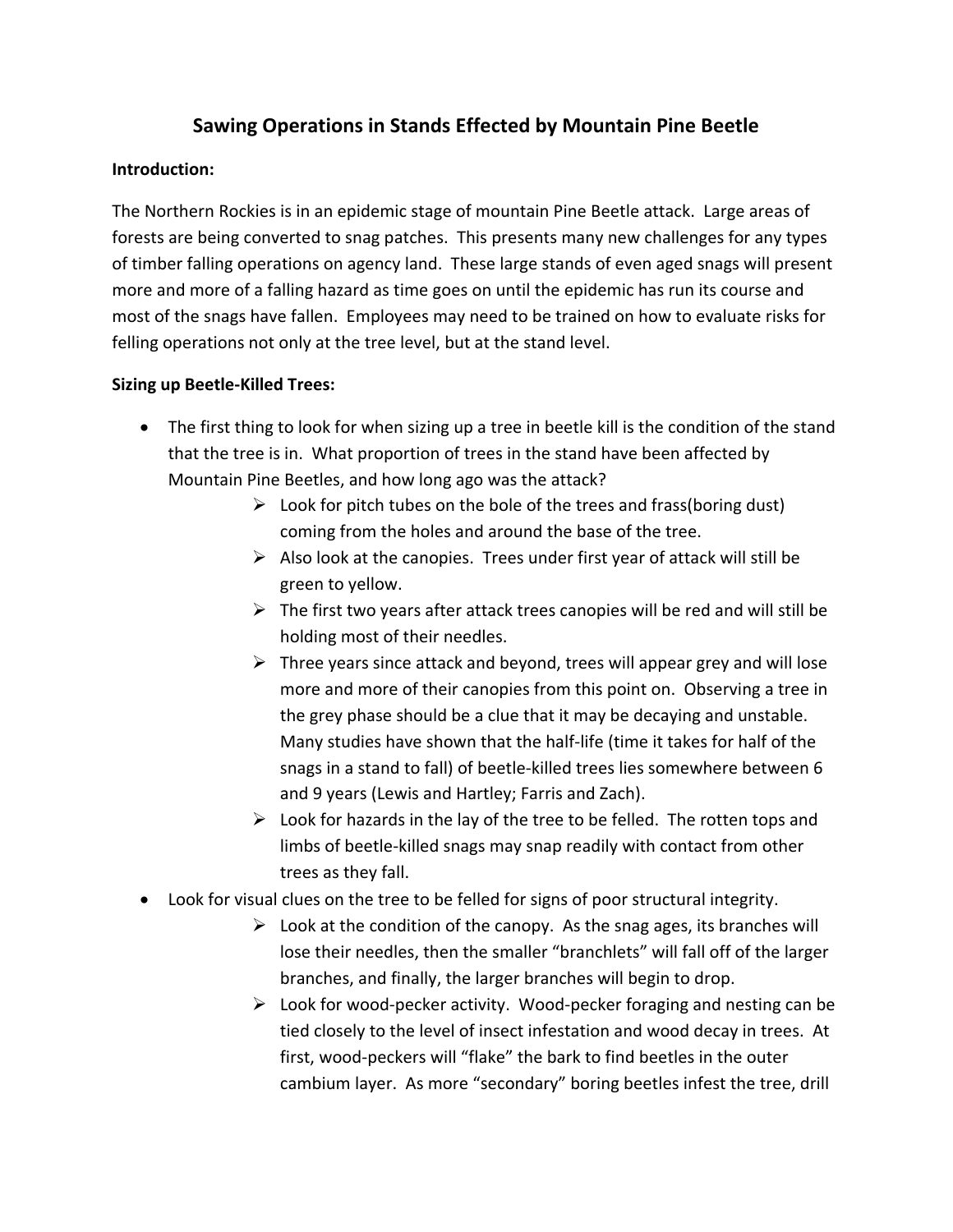# Sawing Operations in Stands Effected by Mountain Pine Beetle

**Introduction:**

The Northern Rockies is in an epidemic stage of mountain Pine Beetle attack. Large areas of forests are being converted to snag patches. This presents many new challenges for any types of timber falling operations on agency land. These large stands of even aged snags will present more and more of a falling hazard as time goes on until the epidemic has run its course and most of the snags have fallen. Employees may need to be trained on how to evaluate risks for felling operations not only at the tree level, but at the stand level.

**Sizing up Beetle-Killed Trees:**

- The first thing to look for when sizing up a tree in beetle kill is the condition of the stand that the tree is in. What proportion of trees in the stand have been affected by Mountain Pine Beetles, and how long ago was the attack?
  - Look for pitch tubes on the bole of the trees and frass(boring dust) coming from the holes and around the base of the tree.
  - Also look at the canopies. Trees under first year of attack will still be green to yellow.
  - The first two years after attack trees canopies will be red and will still be holding most of their needles.
  - Three years since attack and beyond, trees will appear grey and will lose more and more of their canopies from this point on. Observing a tree in the grey phase should be a clue that it may be decaying and unstable. Many studies have shown that the half-life (time it takes for half of the snags in a stand to fall) of beetle-killed trees lies somewhere between 6 and 9 years (Lewis and Hartley; Farris and Zach).
  - Look for hazards in the lay of the tree to be felled. The rotten tops and limbs of beetle-killed snags may snap readily with contact from other trees as they fall.
- Look for visual clues on the tree to be felled for signs of poor structural integrity.
  - Look at the condition of the canopy. As the snag ages, its branches will lose their needles, then the smaller "branchlets" will fall off of the larger branches, and finally, the larger branches will begin to drop.
  - Look for wood-pecker activity. Wood-pecker foraging and nesting can be tied closely to the level of insect infestation and wood decay in trees. At first, wood-peckers will "flake" the bark to find beetles in the outer cambium layer. As more "secondary" boring beetles infest the tree, drill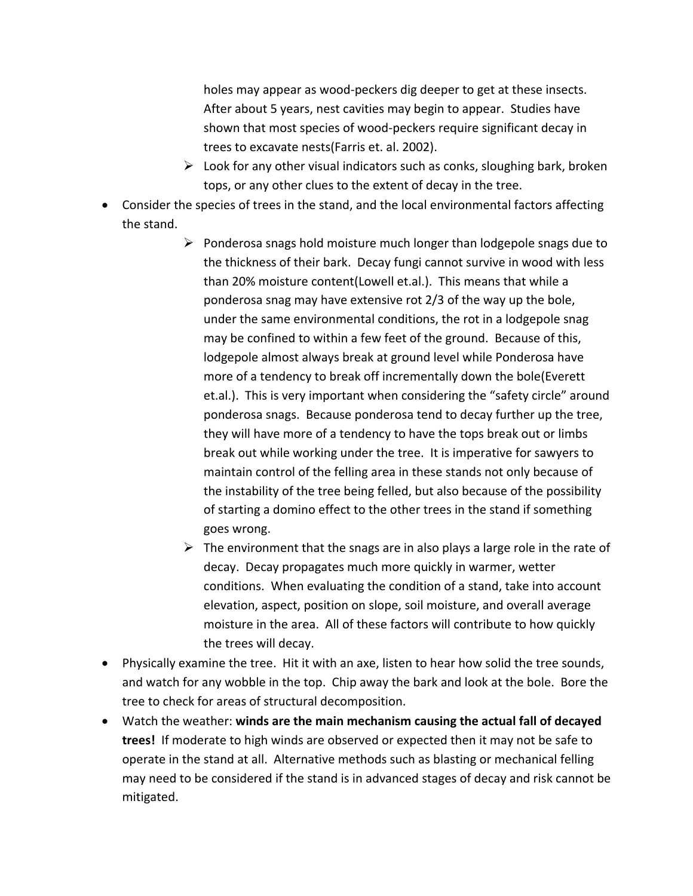holes may appear as wood-peckers dig deeper to get at these insects. After about 5 years, nest cavities may begin to appear. Studies have shown that most species of wood-peckers require significant decay in trees to excavate nests(Farris et. al. 2002).

  - Look for any other visual indicators such as conks, sloughing bark, broken tops, or any other clues to the extent of decay in the tree.

- Consider the species of trees in the stand, and the local environmental factors affecting the stand.
  - Ponderosa snags hold moisture much longer than lodgepole snags due to the thickness of their bark. Decay fungi cannot survive in wood with less than 20% moisture content(Lowell et.al.). This means that while a ponderosa snag may have extensive rot 2/3 of the way up the bole, under the same environmental conditions, the rot in a lodgepole snag may be confined to within a few feet of the ground. Because of this, lodgepole almost always break at ground level while Ponderosa have more of a tendency to break off incrementally down the bole(Everett et.al.). This is very important when considering the "safety circle" around ponderosa snags. Because ponderosa tend to decay further up the tree, they will have more of a tendency to have the tops break out or limbs break out while working under the tree. It is imperative for sawyers to maintain control of the felling area in these stands not only because of the instability of the tree being felled, but also because of the possibility of starting a domino effect to the other trees in the stand if something goes wrong.
  - The environment that the snags are in also plays a large role in the rate of decay. Decay propagates much more quickly in warmer, wetter conditions. When evaluating the condition of a stand, take into account elevation, aspect, position on slope, soil moisture, and overall average moisture in the area. All of these factors will contribute to how quickly the trees will decay.
- Physically examine the tree. Hit it with an axe, listen to hear how solid the tree sounds, and watch for any wobble in the top. Chip away the bark and look at the bole. Bore the tree to check for areas of structural decomposition.
- Watch the weather: **winds are the main mechanism causing the actual fall of decayed trees!** If moderate to high winds are observed or expected then it may not be safe to operate in the stand at all. Alternative methods such as blasting or mechanical felling may need to be considered if the stand is in advanced stages of decay and risk cannot be mitigated.